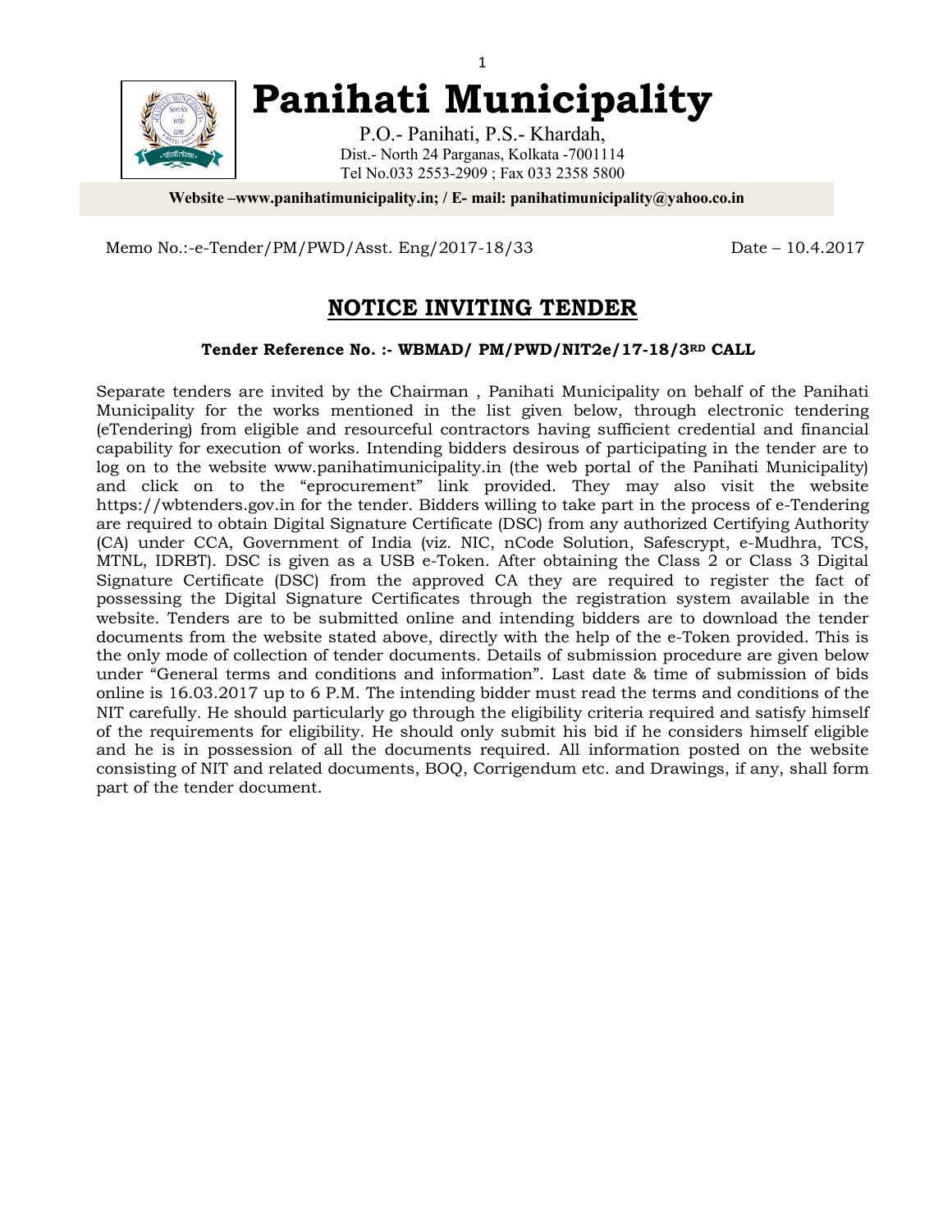# Panihati Municipality

P.O.- Panihati, P.S.- Khardah,
Dist.- North 24 Parganas, Kolkata -7001114
Tel No.033 2553-2909 ; Fax 033 2358 5800

**Website –www.panihatimunicipality.in; / E- mail: panihatimunicipality@yahoo.co.in**

Memo No.:-e-Tender/PM/PWD/Asst. Eng/2017-18/33 Date – 10.4.2017

## NOTICE INVITING TENDER

**Tender Reference No. :- WBMAD/ PM/PWD/NIT2e/17-18/3RD CALL**

Separate tenders are invited by the Chairman , Panihati Municipality on behalf of the Panihati Municipality for the works mentioned in the list given below, through electronic tendering (eTendering) from eligible and resourceful contractors having sufficient credential and financial capability for execution of works. Intending bidders desirous of participating in the tender are to log on to the website www.panihatimunicipality.in (the web portal of the Panihati Municipality) and click on to the "eprocurement" link provided. They may also visit the website https://wbtenders.gov.in for the tender. Bidders willing to take part in the process of e-Tendering are required to obtain Digital Signature Certificate (DSC) from any authorized Certifying Authority (CA) under CCA, Government of India (viz. NIC, nCode Solution, Safescrypt, e-Mudhra, TCS, MTNL, IDRBT). DSC is given as a USB e-Token. After obtaining the Class 2 or Class 3 Digital Signature Certificate (DSC) from the approved CA they are required to register the fact of possessing the Digital Signature Certificates through the registration system available in the website. Tenders are to be submitted online and intending bidders are to download the tender documents from the website stated above, directly with the help of the e-Token provided. This is the only mode of collection of tender documents. Details of submission procedure are given below under "General terms and conditions and information". Last date & time of submission of bids online is 16.03.2017 up to 6 P.M. The intending bidder must read the terms and conditions of the NIT carefully. He should particularly go through the eligibility criteria required and satisfy himself of the requirements for eligibility. He should only submit his bid if he considers himself eligible and he is in possession of all the documents required. All information posted on the website consisting of NIT and related documents, BOQ, Corrigendum etc. and Drawings, if any, shall form part of the tender document.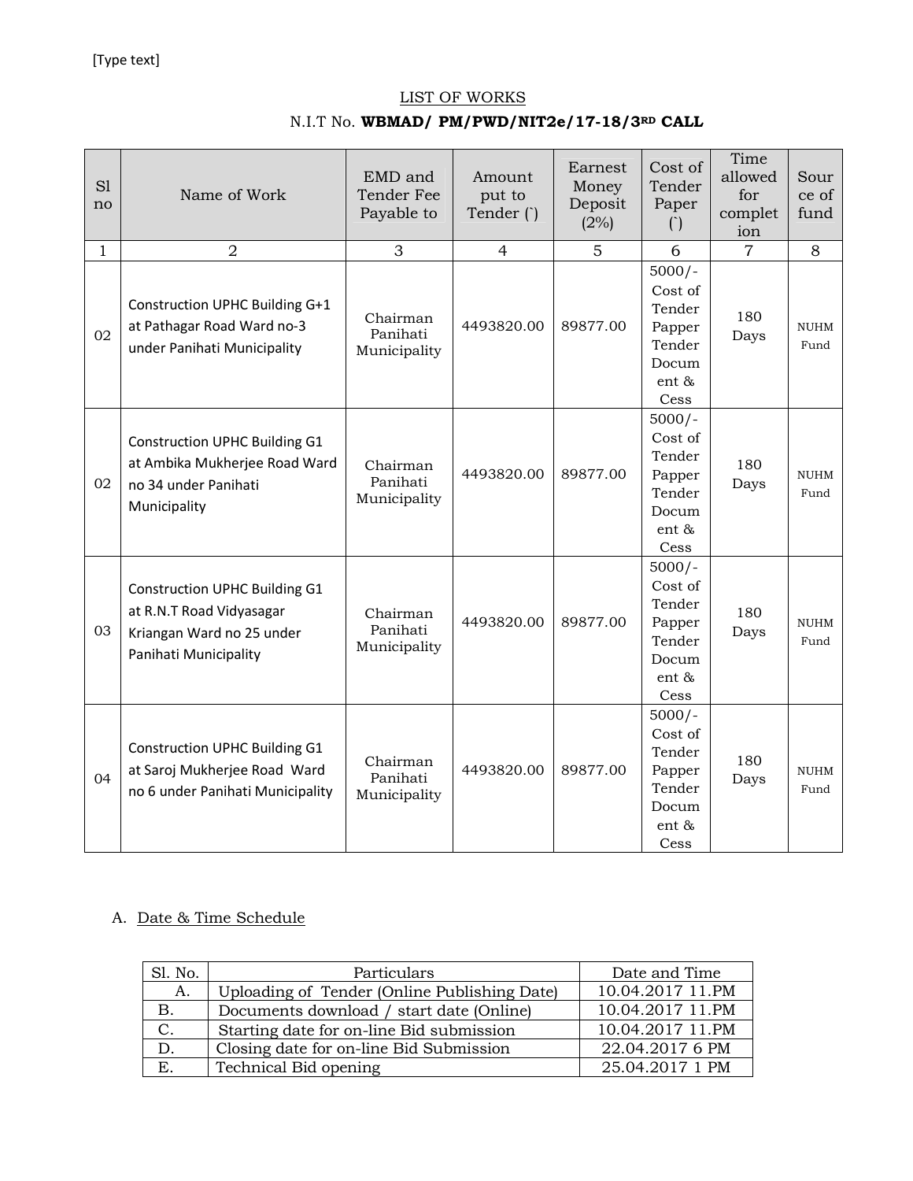[Type text]

## LIST OF WORKS

N.I.T No. **WBMAD/ PM/PWD/NIT2e/17-18/3RD CALL**

| Sl no | Name of Work | EMD and Tender Fee Payable to | Amount put to Tender (`) | Earnest Money Deposit (2%) | Cost of Tender Paper (`) | Time allowed for completion | Source of fund |
|---|---|---|---|---|---|---|---|
| 1 | 2 | 3 | 4 | 5 | 6 | 7 | 8 |
| 02 | Construction UPHC Building G+1 at Pathagar Road Ward no-3 under Panihati Municipality | Chairman Panihati Municipality | 4493820.00 | 89877.00 | 5000/- Cost of Tender Papper Tender Document & Cess | 180 Days | NUHM Fund |
| 02 | Construction UPHC Building G1 at Ambika Mukherjee Road Ward no 34 under Panihati Municipality | Chairman Panihati Municipality | 4493820.00 | 89877.00 | 5000/- Cost of Tender Papper Tender Document & Cess | 180 Days | NUHM Fund |
| 03 | Construction UPHC Building G1 at R.N.T Road Vidyasagar Kriangan Ward no 25 under Panihati Municipality | Chairman Panihati Municipality | 4493820.00 | 89877.00 | 5000/- Cost of Tender Papper Tender Document & Cess | 180 Days | NUHM Fund |
| 04 | Construction UPHC Building G1 at Saroj Mukherjee Road Ward no 6 under Panihati Municipality | Chairman Panihati Municipality | 4493820.00 | 89877.00 | 5000/- Cost of Tender Papper Tender Document & Cess | 180 Days | NUHM Fund |

A. Date & Time Schedule

| Sl. No. | Particulars | Date and Time |
|---|---|---|
| A. | Uploading of Tender (Online Publishing Date) | 10.04.2017 11.PM |
| B. | Documents download / start date (Online) | 10.04.2017 11.PM |
| C. | Starting date for on-line Bid submission | 10.04.2017 11.PM |
| D. | Closing date for on-line Bid Submission | 22.04.2017 6 PM |
| E. | Technical Bid opening | 25.04.2017 1 PM |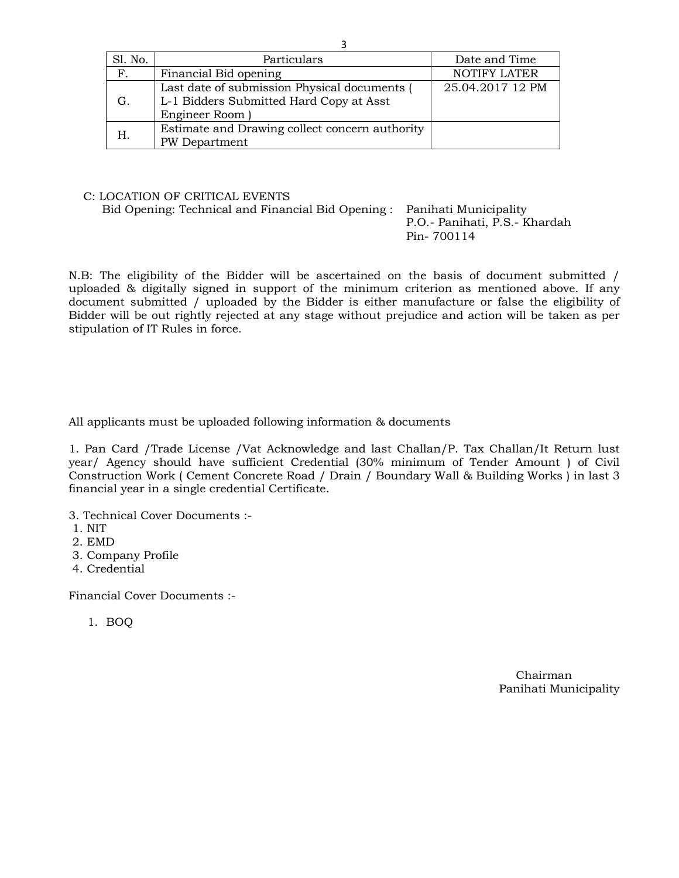| Sl. No. | Particulars | Date and Time |
|---|---|---|
| F. | Financial Bid opening | NOTIFY LATER |
| G. | Last date of submission Physical documents ( L-1 Bidders Submitted Hard Copy at Asst Engineer Room ) | 25.04.2017 12 PM |
| H. | Estimate and Drawing collect concern authority PW Department | |

C: LOCATION OF CRITICAL EVENTS

Bid Opening: Technical and Financial Bid Opening : Panihati Municipality
P.O.- Panihati, P.S.- Khardah
Pin- 700114

N.B: The eligibility of the Bidder will be ascertained on the basis of document submitted / uploaded & digitally signed in support of the minimum criterion as mentioned above. If any document submitted / uploaded by the Bidder is either manufacture or false the eligibility of Bidder will be out rightly rejected at any stage without prejudice and action will be taken as per stipulation of IT Rules in force.

All applicants must be uploaded following information & documents

1. Pan Card /Trade License /Vat Acknowledge and last Challan/P. Tax Challan/It Return lust year/ Agency should have sufficient Credential (30% minimum of Tender Amount ) of Civil Construction Work ( Cement Concrete Road / Drain / Boundary Wall & Building Works ) in last 3 financial year in a single credential Certificate.

3. Technical Cover Documents :-
 1. NIT
 2. EMD
 3. Company Profile
 4. Credential

Financial Cover Documents :-

1. BOQ

Chairman
Panihati Municipality